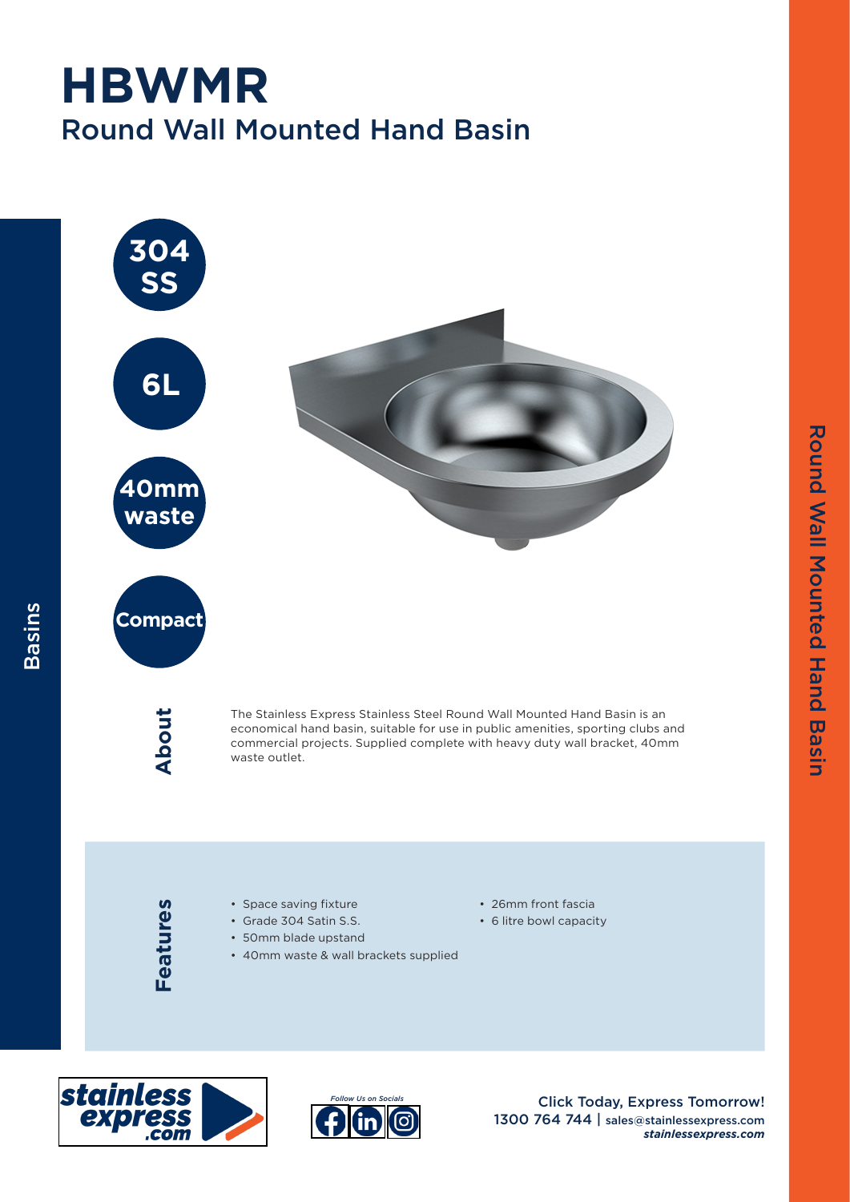# HBWMR

## Round Wall Mounted Hand Basin

**304 SS**

**6L**

**40mm waste**

**Compact**

### About

The Stainless Express Stainless Steel Round Wall Mounted Hand Basin is an economical hand basin, suitable for use in public amenities, sporting clubs and commercial projects. Supplied complete with heavy duty wall bracket, 40mm waste outlet.

### Features

- Space saving fixture
- Grade 304 Satin S.S.
- 50mm blade upstand
- 40mm waste & wall brackets supplied
- 26mm front fascia
- 6 litre bowl capacity

*Follow Us on Socials*

Click Today, Express Tomorrow!
1300 764 744 | sales@stainlessexpress.com
***stainlessexpress.com***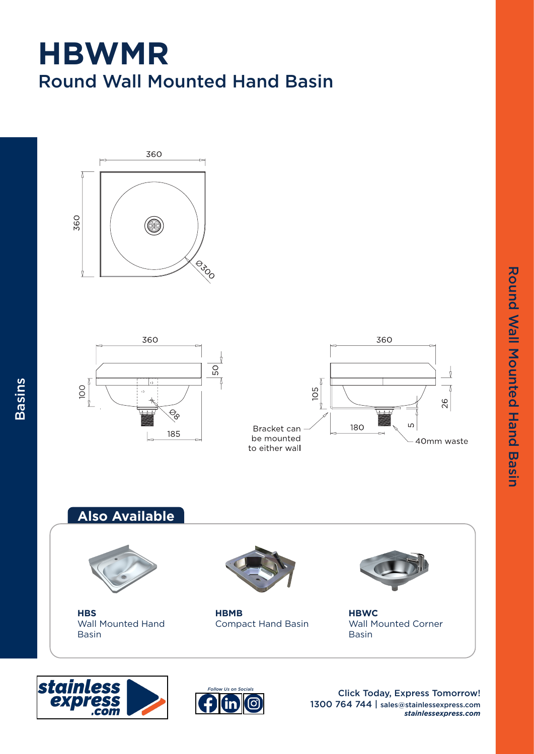# HBWMR

## Round Wall Mounted Hand Basin

360

360

Ø300

360

50

100

Ø8

185

360

105

26

5

180

Bracket can be mounted to either wall

40mm waste

## Also Available

**HBS**
Wall Mounted Hand Basin

**HBMB**
Compact Hand Basin

**HBWC**
Wall Mounted Corner Basin

Follow Us on Socials

Click Today, Express Tomorrow!
1300 764 744 | sales@stainlessexpress.com
*stainlessexpress.com*